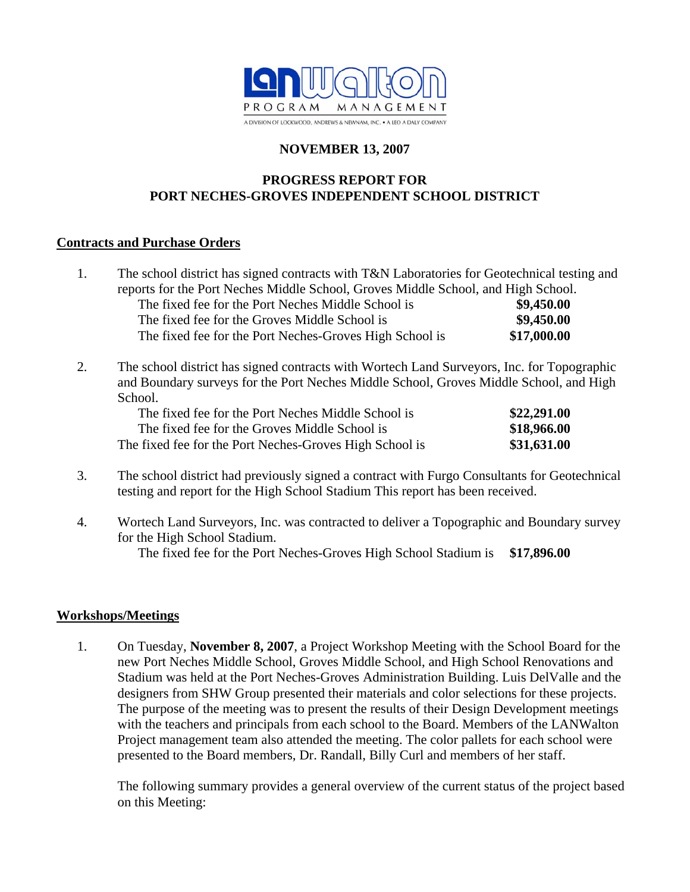LANWalton PROGRAM MANAGEMENT

A DIVISION OF LOCKWOOD, ANDREWS & NEWNAM, INC. • A LEO A DALY COMPANY

**NOVEMBER 13, 2007**

**PROGRESS REPORT FOR**
**PORT NECHES-GROVES INDEPENDENT SCHOOL DISTRICT**

## Contracts and Purchase Orders

1. The school district has signed contracts with T&N Laboratories for Geotechnical testing and reports for the Port Neches Middle School, Groves Middle School, and High School.

   | | |
   |---|---|
   | The fixed fee for the Port Neches Middle School is | **$9,450.00** |
   | The fixed fee for the Groves Middle School is | **$9,450.00** |
   | The fixed fee for the Port Neches-Groves High School is | **$17,000.00** |

2. The school district has signed contracts with Wortech Land Surveyors, Inc. for Topographic and Boundary surveys for the Port Neches Middle School, Groves Middle School, and High School.

   | | |
   |---|---|
   | The fixed fee for the Port Neches Middle School is | **$22,291.00** |
   | The fixed fee for the Groves Middle School is | **$18,966.00** |
   | The fixed fee for the Port Neches-Groves High School is | **$31,631.00** |

3. The school district had previously signed a contract with Furgo Consultants for Geotechnical testing and report for the High School Stadium This report has been received.

4. Wortech Land Surveyors, Inc. was contracted to deliver a Topographic and Boundary survey for the High School Stadium.

   The fixed fee for the Port Neches-Groves High School Stadium is **$17,896.00**

## Workshops/Meetings

1. On Tuesday, **November 8, 2007**, a Project Workshop Meeting with the School Board for the new Port Neches Middle School, Groves Middle School, and High School Renovations and Stadium was held at the Port Neches-Groves Administration Building. Luis DelValle and the designers from SHW Group presented their materials and color selections for these projects. The purpose of the meeting was to present the results of their Design Development meetings with the teachers and principals from each school to the Board. Members of the LANWalton Project management team also attended the meeting. The color pallets for each school were presented to the Board members, Dr. Randall, Billy Curl and members of her staff.

   The following summary provides a general overview of the current status of the project based on this Meeting: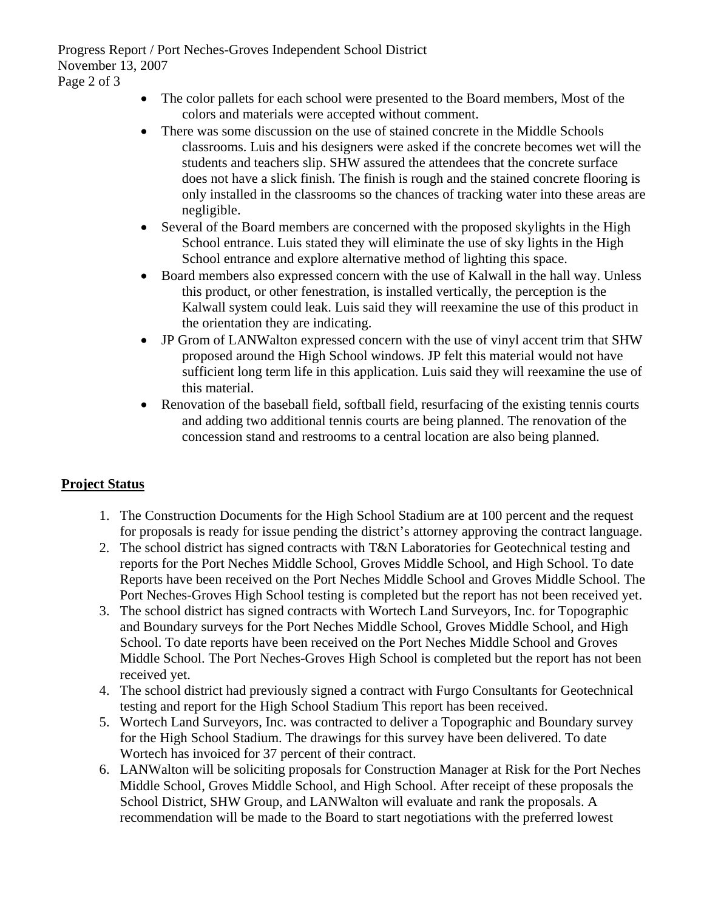- The color pallets for each school were presented to the Board members, Most of the colors and materials were accepted without comment.
- There was some discussion on the use of stained concrete in the Middle Schools classrooms. Luis and his designers were asked if the concrete becomes wet will the students and teachers slip. SHW assured the attendees that the concrete surface does not have a slick finish. The finish is rough and the stained concrete flooring is only installed in the classrooms so the chances of tracking water into these areas are negligible.
- Several of the Board members are concerned with the proposed skylights in the High School entrance. Luis stated they will eliminate the use of sky lights in the High School entrance and explore alternative method of lighting this space.
- Board members also expressed concern with the use of Kalwall in the hall way. Unless this product, or other fenestration, is installed vertically, the perception is the Kalwall system could leak. Luis said they will reexamine the use of this product in the orientation they are indicating.
- JP Grom of LANWalton expressed concern with the use of vinyl accent trim that SHW proposed around the High School windows. JP felt this material would not have sufficient long term life in this application. Luis said they will reexamine the use of this material.
- Renovation of the baseball field, softball field, resurfacing of the existing tennis courts and adding two additional tennis courts are being planned. The renovation of the concession stand and restrooms to a central location are also being planned.

## **Project Status**

1. The Construction Documents for the High School Stadium are at 100 percent and the request for proposals is ready for issue pending the district's attorney approving the contract language.
2. The school district has signed contracts with T&N Laboratories for Geotechnical testing and reports for the Port Neches Middle School, Groves Middle School, and High School. To date Reports have been received on the Port Neches Middle School and Groves Middle School. The Port Neches-Groves High School testing is completed but the report has not been received yet.
3. The school district has signed contracts with Wortech Land Surveyors, Inc. for Topographic and Boundary surveys for the Port Neches Middle School, Groves Middle School, and High School. To date reports have been received on the Port Neches Middle School and Groves Middle School. The Port Neches-Groves High School is completed but the report has not been received yet.
4. The school district had previously signed a contract with Furgo Consultants for Geotechnical testing and report for the High School Stadium This report has been received.
5. Wortech Land Surveyors, Inc. was contracted to deliver a Topographic and Boundary survey for the High School Stadium. The drawings for this survey have been delivered. To date Wortech has invoiced for 37 percent of their contract.
6. LANWalton will be soliciting proposals for Construction Manager at Risk for the Port Neches Middle School, Groves Middle School, and High School. After receipt of these proposals the School District, SHW Group, and LANWalton will evaluate and rank the proposals. A recommendation will be made to the Board to start negotiations with the preferred lowest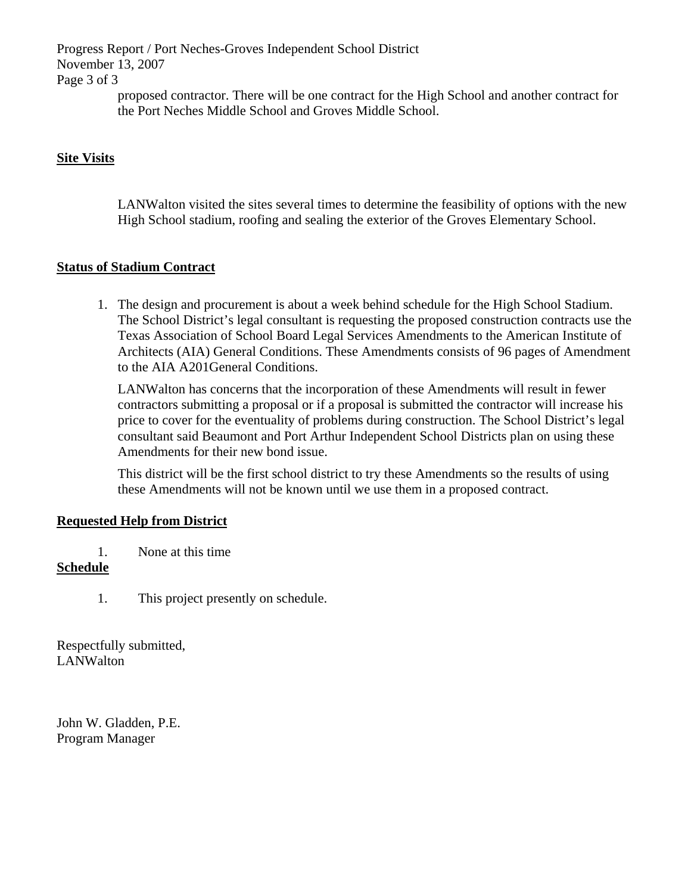proposed contractor. There will be one contract for the High School and another contract for the Port Neches Middle School and Groves Middle School.

**Site Visits**

LANWalton visited the sites several times to determine the feasibility of options with the new High School stadium, roofing and sealing the exterior of the Groves Elementary School.

**Status of Stadium Contract**

1. The design and procurement is about a week behind schedule for the High School Stadium. The School District's legal consultant is requesting the proposed construction contracts use the Texas Association of School Board Legal Services Amendments to the American Institute of Architects (AIA) General Conditions. These Amendments consists of 96 pages of Amendment to the AIA A201General Conditions.

   LANWalton has concerns that the incorporation of these Amendments will result in fewer contractors submitting a proposal or if a proposal is submitted the contractor will increase his price to cover for the eventuality of problems during construction. The School District's legal consultant said Beaumont and Port Arthur Independent School Districts plan on using these Amendments for their new bond issue.

   This district will be the first school district to try these Amendments so the results of using these Amendments will not be known until we use them in a proposed contract.

**Requested Help from District**

1. None at this time

**Schedule**

1. This project presently on schedule.

Respectfully submitted,
LANWalton

John W. Gladden, P.E.
Program Manager